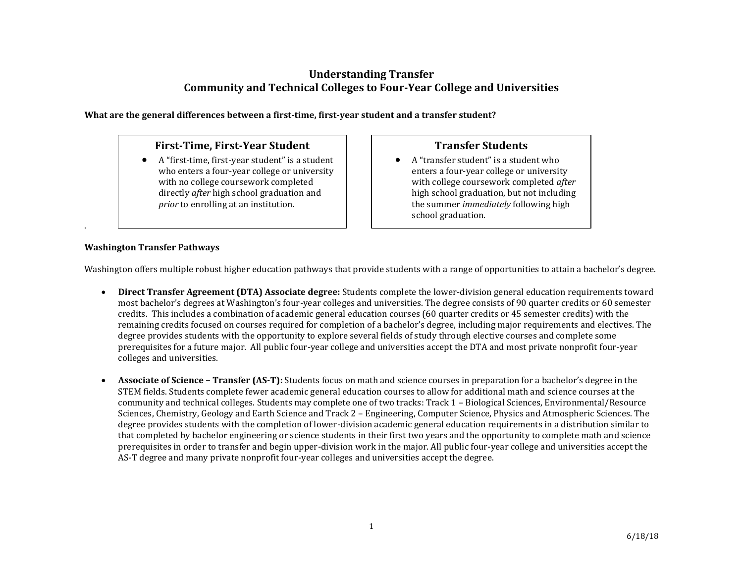# Understanding Transfer
## Community and Technical Colleges to Four-Year College and Universities

**What are the general differences between a first-time, first-year student and a transfer student?**

### First-Time, First-Year Student

- A "first-time, first-year student" is a student who enters a four-year college or university with no college coursework completed directly *after* high school graduation and *prior* to enrolling at an institution.

### Transfer Students

- A "transfer student" is a student who enters a four-year college or university with college coursework completed *after* high school graduation, but not including the summer *immediately* following high school graduation.

**Washington Transfer Pathways**

Washington offers multiple robust higher education pathways that provide students with a range of opportunities to attain a bachelor's degree.

- **Direct Transfer Agreement (DTA) Associate degree:** Students complete the lower-division general education requirements toward most bachelor's degrees at Washington's four-year colleges and universities. The degree consists of 90 quarter credits or 60 semester credits. This includes a combination of academic general education courses (60 quarter credits or 45 semester credits) with the remaining credits focused on courses required for completion of a bachelor's degree, including major requirements and electives. The degree provides students with the opportunity to explore several fields of study through elective courses and complete some prerequisites for a future major. All public four-year college and universities accept the DTA and most private nonprofit four-year colleges and universities.

- **Associate of Science – Transfer (AS-T):** Students focus on math and science courses in preparation for a bachelor's degree in the STEM fields. Students complete fewer academic general education courses to allow for additional math and science courses at the community and technical colleges. Students may complete one of two tracks: Track 1 – Biological Sciences, Environmental/Resource Sciences, Chemistry, Geology and Earth Science and Track 2 – Engineering, Computer Science, Physics and Atmospheric Sciences. The degree provides students with the completion of lower-division academic general education requirements in a distribution similar to that completed by bachelor engineering or science students in their first two years and the opportunity to complete math and science prerequisites in order to transfer and begin upper-division work in the major. All public four-year college and universities accept the AS-T degree and many private nonprofit four-year colleges and universities accept the degree.

6/18/18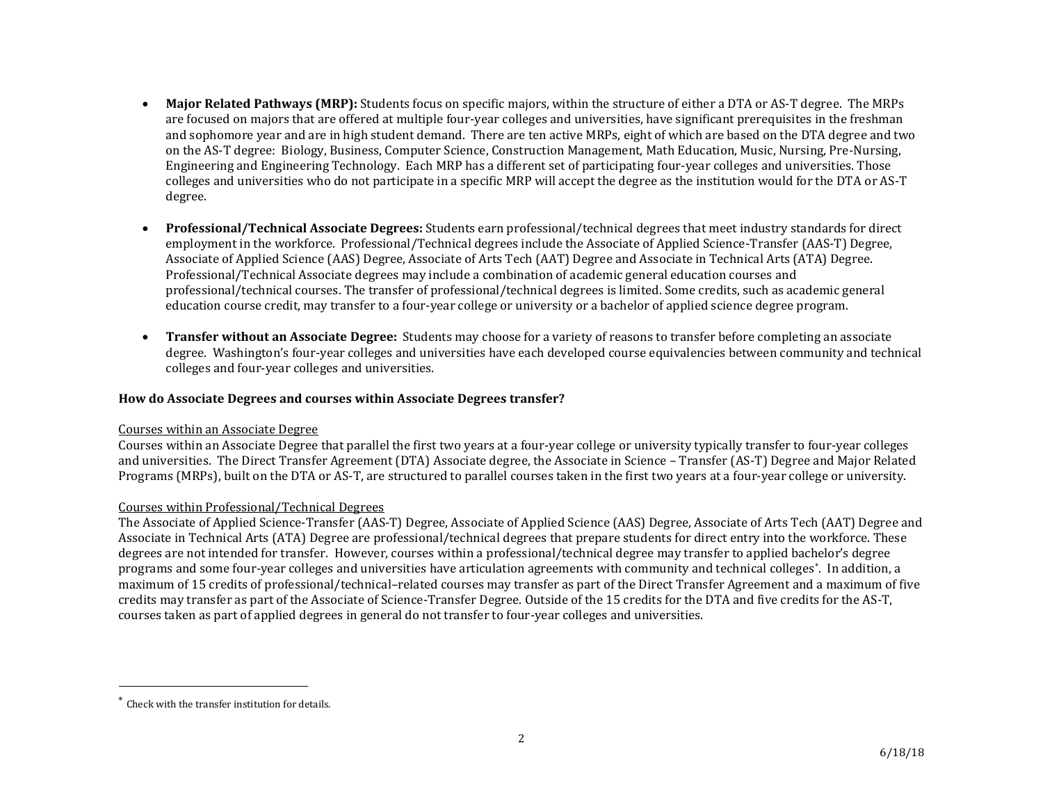- **Major Related Pathways (MRP):** Students focus on specific majors, within the structure of either a DTA or AS-T degree. The MRPs are focused on majors that are offered at multiple four-year colleges and universities, have significant prerequisites in the freshman and sophomore year and are in high student demand. There are ten active MRPs, eight of which are based on the DTA degree and two on the AS-T degree: Biology, Business, Computer Science, Construction Management, Math Education, Music, Nursing, Pre-Nursing, Engineering and Engineering Technology. Each MRP has a different set of participating four-year colleges and universities. Those colleges and universities who do not participate in a specific MRP will accept the degree as the institution would for the DTA or AS-T degree.

- **Professional/Technical Associate Degrees:** Students earn professional/technical degrees that meet industry standards for direct employment in the workforce. Professional/Technical degrees include the Associate of Applied Science-Transfer (AAS-T) Degree, Associate of Applied Science (AAS) Degree, Associate of Arts Tech (AAT) Degree and Associate in Technical Arts (ATA) Degree. Professional/Technical Associate degrees may include a combination of academic general education courses and professional/technical courses. The transfer of professional/technical degrees is limited. Some credits, such as academic general education course credit, may transfer to a four-year college or university or a bachelor of applied science degree program.

- **Transfer without an Associate Degree:** Students may choose for a variety of reasons to transfer before completing an associate degree. Washington's four-year colleges and universities have each developed course equivalencies between community and technical colleges and four-year colleges and universities.

**How do Associate Degrees and courses within Associate Degrees transfer?**

Courses within an Associate Degree

Courses within an Associate Degree that parallel the first two years at a four-year college or university typically transfer to four-year colleges and universities. The Direct Transfer Agreement (DTA) Associate degree, the Associate in Science – Transfer (AS-T) Degree and Major Related Programs (MRPs), built on the DTA or AS-T, are structured to parallel courses taken in the first two years at a four-year college or university.

Courses within Professional/Technical Degrees

The Associate of Applied Science-Transfer (AAS-T) Degree, Associate of Applied Science (AAS) Degree, Associate of Arts Tech (AAT) Degree and Associate in Technical Arts (ATA) Degree are professional/technical degrees that prepare students for direct entry into the workforce. These degrees are not intended for transfer. However, courses within a professional/technical degree may transfer to applied bachelor's degree programs and some four-year colleges and universities have articulation agreements with community and technical colleges*. In addition, a maximum of 15 credits of professional/technical–related courses may transfer as part of the Direct Transfer Agreement and a maximum of five credits may transfer as part of the Associate of Science-Transfer Degree. Outside of the 15 credits for the DTA and five credits for the AS-T, courses taken as part of applied degrees in general do not transfer to four-year colleges and universities.

---

* Check with the transfer institution for details.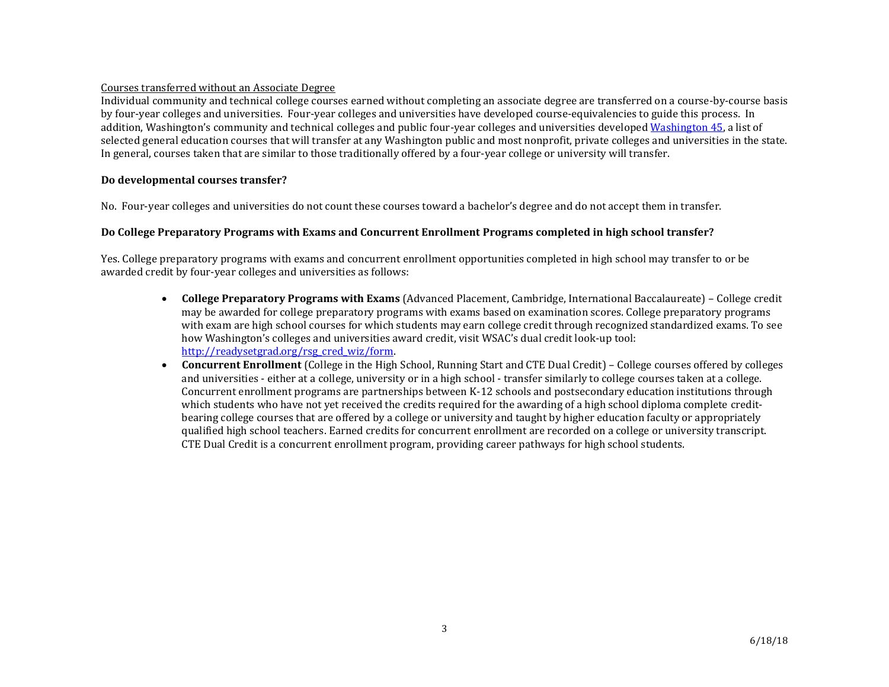<u>Courses transferred without an Associate Degree</u>

Individual community and technical college courses earned without completing an associate degree are transferred on a course-by-course basis by four-year colleges and universities. Four-year colleges and universities have developed course-equivalencies to guide this process. In addition, Washington's community and technical colleges and public four-year colleges and universities developed [Washington 45](), a list of selected general education courses that will transfer at any Washington public and most nonprofit, private colleges and universities in the state. In general, courses taken that are similar to those traditionally offered by a four-year college or university will transfer.

**Do developmental courses transfer?**

No. Four-year colleges and universities do not count these courses toward a bachelor's degree and do not accept them in transfer.

**Do College Preparatory Programs with Exams and Concurrent Enrollment Programs completed in high school transfer?**

Yes. College preparatory programs with exams and concurrent enrollment opportunities completed in high school may transfer to or be awarded credit by four-year colleges and universities as follows:

- **College Preparatory Programs with Exams** (Advanced Placement, Cambridge, International Baccalaureate) – College credit may be awarded for college preparatory programs with exams based on examination scores. College preparatory programs with exam are high school courses for which students may earn college credit through recognized standardized exams. To see how Washington's colleges and universities award credit, visit WSAC's dual credit look-up tool: [http://readysetgrad.org/rsg_cred_wiz/form](http://readysetgrad.org/rsg_cred_wiz/form).
- **Concurrent Enrollment** (College in the High School, Running Start and CTE Dual Credit) – College courses offered by colleges and universities - either at a college, university or in a high school - transfer similarly to college courses taken at a college. Concurrent enrollment programs are partnerships between K-12 schools and postsecondary education institutions through which students who have not yet received the credits required for the awarding of a high school diploma complete credit-bearing college courses that are offered by a college or university and taught by higher education faculty or appropriately qualified high school teachers. Earned credits for concurrent enrollment are recorded on a college or university transcript. CTE Dual Credit is a concurrent enrollment program, providing career pathways for high school students.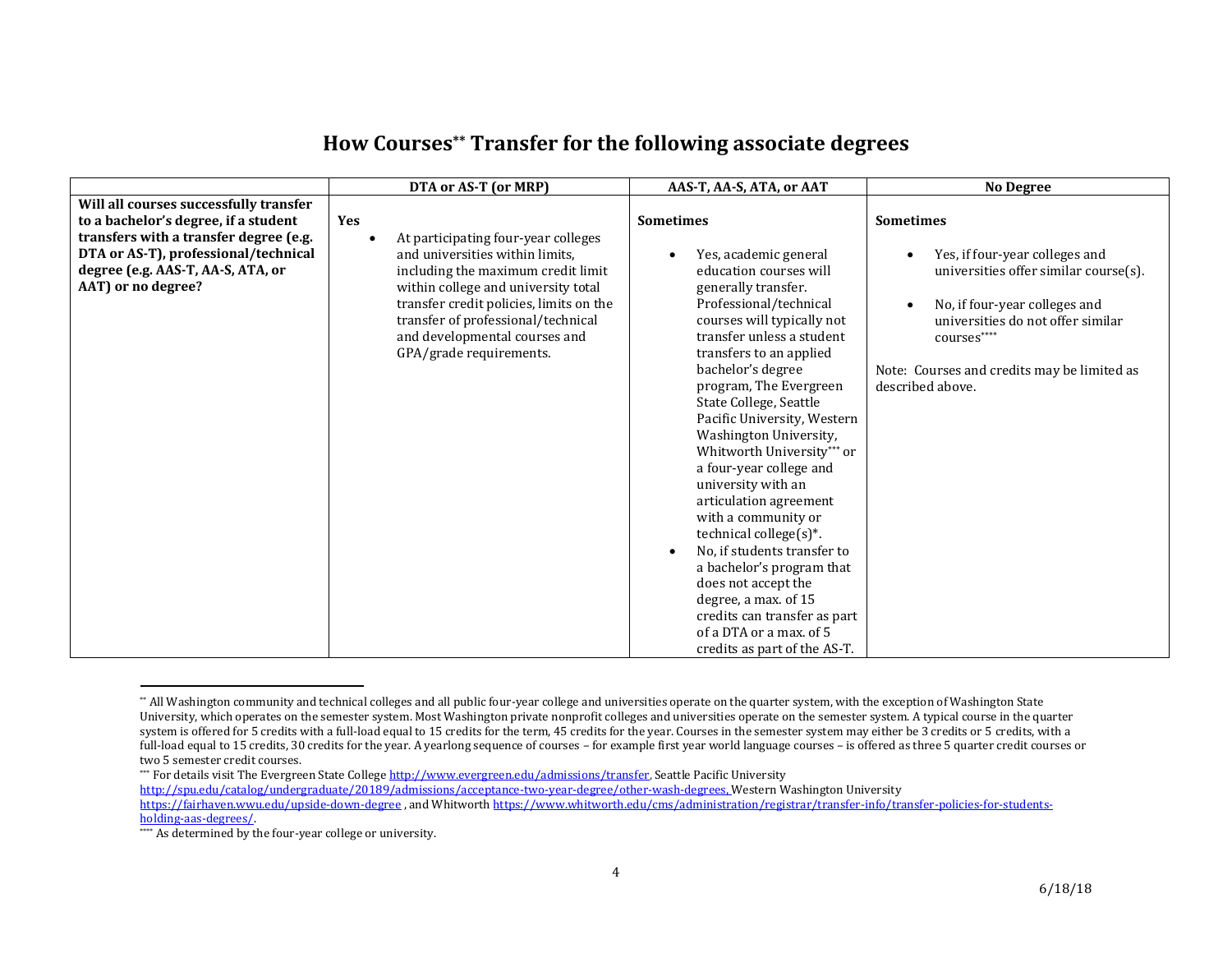# How Courses** Transfer for the following associate degrees

| | DTA or AS-T (or MRP) | AAS-T, AA-S, ATA, or AAT | No Degree |
|---|---|---|---|
| **Will all courses successfully transfer to a bachelor's degree, if a student transfers with a transfer degree (e.g. DTA or AS-T), professional/technical degree (e.g. AAS-T, AA-S, ATA, or AAT) or no degree?** | **Yes**<br><br>• At participating four-year colleges and universities within limits, including the maximum credit limit within college and university total transfer credit policies, limits on the transfer of professional/technical and developmental courses and GPA/grade requirements. | **Sometimes**<br><br>• Yes, academic general education courses will generally transfer. Professional/technical courses will typically not transfer unless a student transfers to an applied bachelor's degree program, The Evergreen State College, Seattle Pacific University, Western Washington University, Whitworth University*** or a four-year college and university with an articulation agreement with a community or technical college(s)*.<br>• No, if students transfer to a bachelor's program that does not accept the degree, a max. of 15 credits can transfer as part of a DTA or a max. of 5 credits as part of the AS-T. | **Sometimes**<br><br>• Yes, if four-year colleges and universities offer similar course(s).<br><br>• No, if four-year colleges and universities do not offer similar courses****<br><br>Note: Courses and credits may be limited as described above. |

---

** All Washington community and technical colleges and all public four-year college and universities operate on the quarter system, with the exception of Washington State University, which operates on the semester system. Most Washington private nonprofit colleges and universities operate on the semester system. A typical course in the quarter system is offered for 5 credits with a full-load equal to 15 credits for the term, 45 credits for the year. Courses in the semester system may either be 3 credits or 5 credits, with a full-load equal to 15 credits, 30 credits for the year. A yearlong sequence of courses – for example first year world language courses – is offered as three 5 quarter credit courses or two 5 semester credit courses.

*** For details visit The Evergreen State College http://www.evergreen.edu/admissions/transfer, Seattle Pacific University http://spu.edu/catalog/undergraduate/20189/admissions/acceptance-two-year-degree/other-wash-degrees, Western Washington University https://fairhaven.wwu.edu/upside-down-degree , and Whitworth https://www.whitworth.edu/cms/administration/registrar/transfer-info/transfer-policies-for-students-holding-aas-degrees/.

**** As determined by the four-year college or university.

6/18/18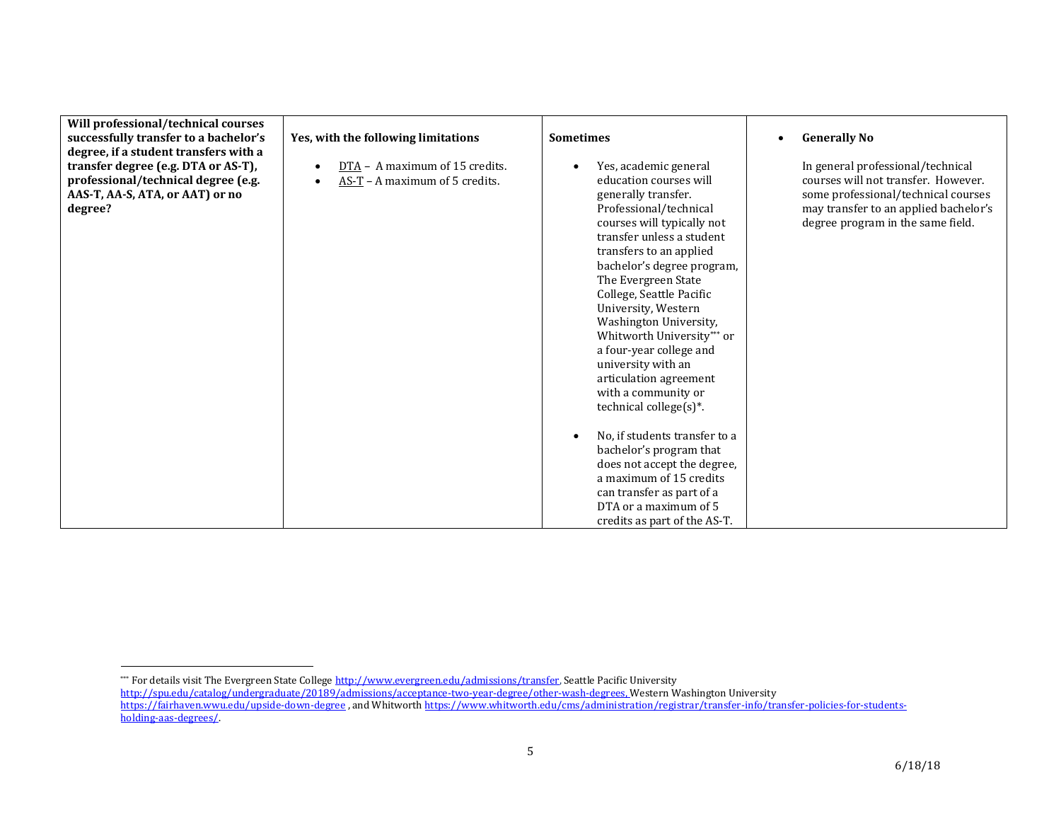| Will professional/technical courses successfully transfer to a bachelor's degree, if a student transfers with a transfer degree (e.g. DTA or AS-T), professional/technical degree (e.g. AAS-T, AA-S, ATA, or AAT) or no degree? | **Yes, with the following limitations**<br><br>• DTA – A maximum of 15 credits.<br>• AS-T – A maximum of 5 credits. | **Sometimes**<br><br>• Yes, academic general education courses will generally transfer. Professional/technical courses will typically not transfer unless a student transfers to an applied bachelor's degree program, The Evergreen State College, Seattle Pacific University, Western Washington University, Whitworth University*** or a four-year college and university with an articulation agreement with a community or technical college(s)*.<br><br>• No, if students transfer to a bachelor's program that does not accept the degree, a maximum of 15 credits can transfer as part of a DTA or a maximum of 5 credits as part of the AS-T. | • **Generally No**<br><br>In general professional/technical courses will not transfer. However. some professional/technical courses may transfer to an applied bachelor's degree program in the same field. |
|---|---|---|---|

*** For details visit The Evergreen State College http://www.evergreen.edu/admissions/transfer, Seattle Pacific University http://spu.edu/catalog/undergraduate/20189/admissions/acceptance-two-year-degree/other-wash-degrees, Western Washington University https://fairhaven.wwu.edu/upside-down-degree , and Whitworth https://www.whitworth.edu/cms/administration/registrar/transfer-info/transfer-policies-for-students-holding-aas-degrees/.

6/18/18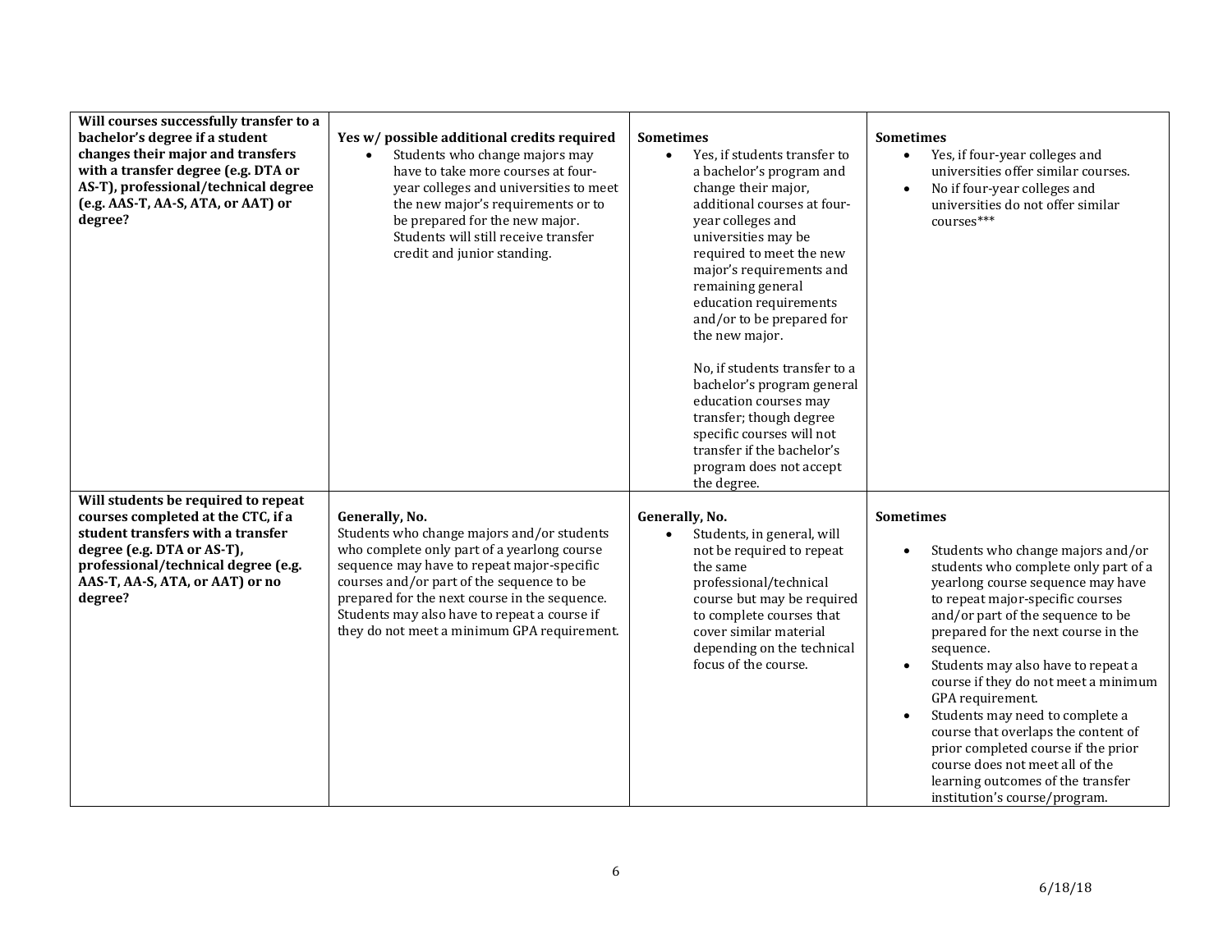| | | | |
|---|---|---|---|
| **Will courses successfully transfer to a bachelor's degree if a student changes their major and transfers with a transfer degree (e.g. DTA or AS-T), professional/technical degree (e.g. AAS-T, AA-S, ATA, or AAT) or degree?** | **Yes w/ possible additional credits required**<br>• Students who change majors may have to take more courses at four-year colleges and universities to meet the new major's requirements or to be prepared for the new major. Students will still receive transfer credit and junior standing. | **Sometimes**<br>• Yes, if students transfer to a bachelor's program and change their major, additional courses at four-year colleges and universities may be required to meet the new major's requirements and remaining general education requirements and/or to be prepared for the new major.<br><br>No, if students transfer to a bachelor's program general education courses may transfer; though degree specific courses will not transfer if the bachelor's program does not accept the degree. | **Sometimes**<br>• Yes, if four-year colleges and universities offer similar courses.<br>• No if four-year colleges and universities do not offer similar courses*** |
| **Will students be required to repeat courses completed at the CTC, if a student transfers with a transfer degree (e.g. DTA or AS-T), professional/technical degree (e.g. AAS-T, AA-S, ATA, or AAT) or no degree?** | **Generally, No.**<br>Students who change majors and/or students who complete only part of a yearlong course sequence may have to repeat major-specific courses and/or part of the sequence to be prepared for the next course in the sequence. Students may also have to repeat a course if they do not meet a minimum GPA requirement. | **Generally, No.**<br>• Students, in general, will not be required to repeat the same professional/technical course but may be required to complete courses that cover similar material depending on the technical focus of the course. | **Sometimes**<br>• Students who change majors and/or students who complete only part of a yearlong course sequence may have to repeat major-specific courses and/or part of the sequence to be prepared for the next course in the sequence.<br>• Students may also have to repeat a course if they do not meet a minimum GPA requirement.<br>• Students may need to complete a course that overlaps the content of prior completed course if the prior course does not meet all of the learning outcomes of the transfer institution's course/program. |

6/18/18